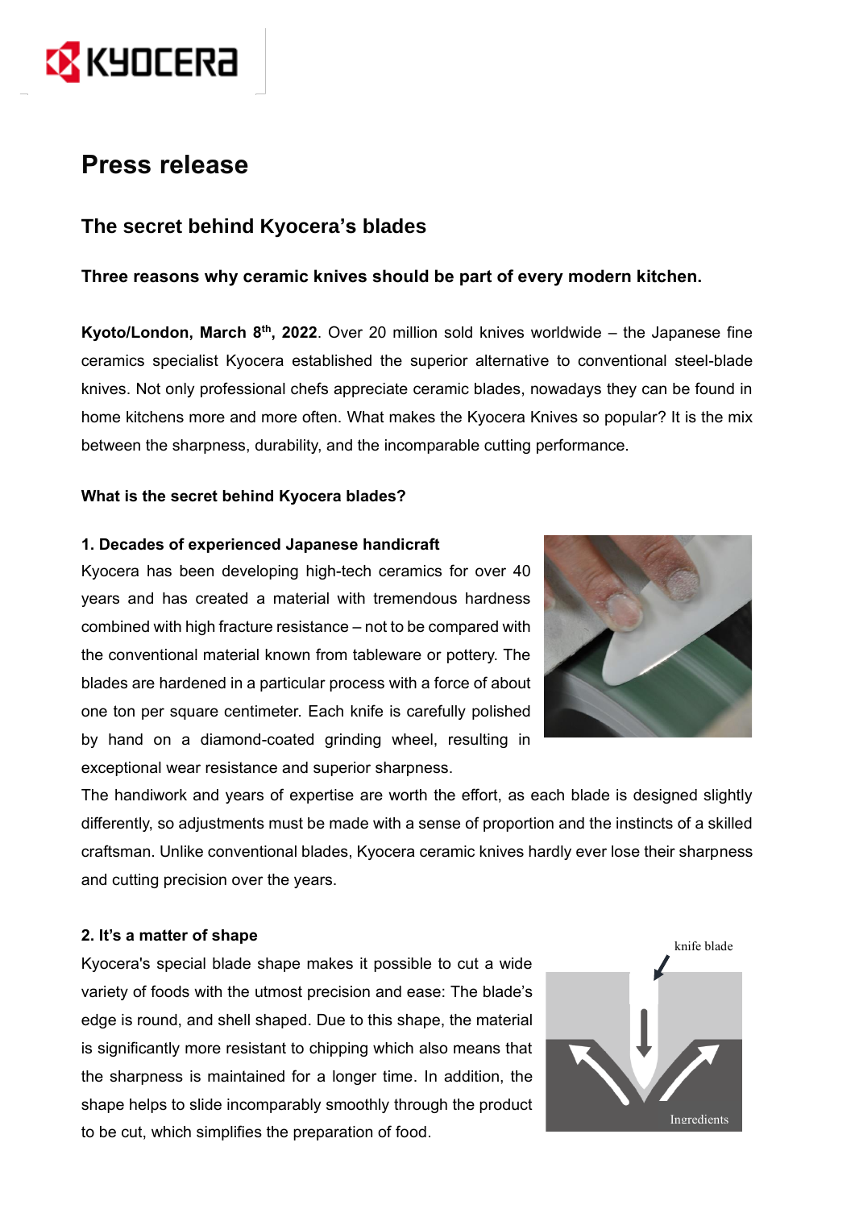# Press release

## The secret behind Kyocera's blades

**Three reasons why ceramic knives should be part of every modern kitchen.**

**Kyoto/London, March 8th, 2022**. Over 20 million sold knives worldwide – the Japanese fine ceramics specialist Kyocera established the superior alternative to conventional steel-blade knives. Not only professional chefs appreciate ceramic blades, nowadays they can be found in home kitchens more and more often. What makes the Kyocera Knives so popular? It is the mix between the sharpness, durability, and the incomparable cutting performance.

**What is the secret behind Kyocera blades?**

**1. Decades of experienced Japanese handicraft**

Kyocera has been developing high-tech ceramics for over 40 years and has created a material with tremendous hardness combined with high fracture resistance – not to be compared with the conventional material known from tableware or pottery. The blades are hardened in a particular process with a force of about one ton per square centimeter. Each knife is carefully polished by hand on a diamond-coated grinding wheel, resulting in exceptional wear resistance and superior sharpness.

The handiwork and years of expertise are worth the effort, as each blade is designed slightly differently, so adjustments must be made with a sense of proportion and the instincts of a skilled craftsman. Unlike conventional blades, Kyocera ceramic knives hardly ever lose their sharpness and cutting precision over the years.

**2. It's a matter of shape**

Kyocera's special blade shape makes it possible to cut a wide variety of foods with the utmost precision and ease: The blade's edge is round, and shell shaped. Due to this shape, the material is significantly more resistant to chipping which also means that the sharpness is maintained for a longer time. In addition, the shape helps to slide incomparably smoothly through the product to be cut, which simplifies the preparation of food.

knife blade

Ingredients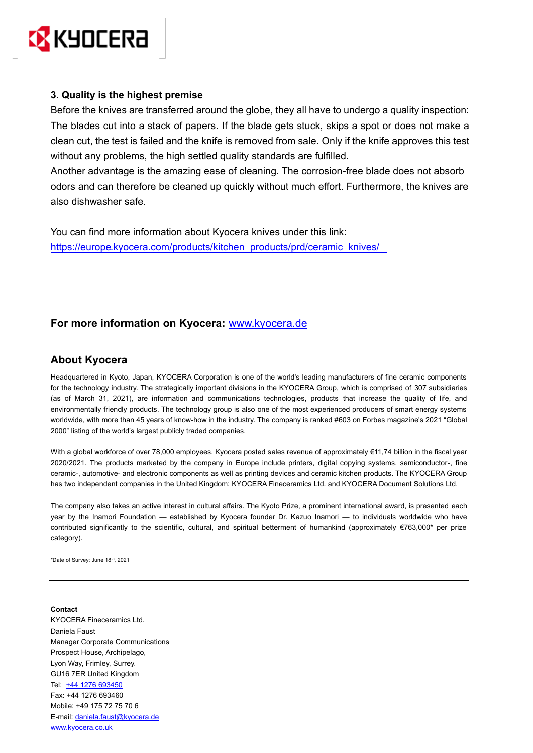### 3. Quality is the highest premise

Before the knives are transferred around the globe, they all have to undergo a quality inspection: The blades cut into a stack of papers. If the blade gets stuck, skips a spot or does not make a clean cut, the test is failed and the knife is removed from sale. Only if the knife approves this test without any problems, the high settled quality standards are fulfilled.
Another advantage is the amazing ease of cleaning. The corrosion-free blade does not absorb odors and can therefore be cleaned up quickly without much effort. Furthermore, the knives are also dishwasher safe.

You can find more information about Kyocera knives under this link:
https://europe.kyocera.com/products/kitchen_products/prd/ceramic_knives/

**For more information on Kyocera:** www.kyocera.de

## About Kyocera

Headquartered in Kyoto, Japan, KYOCERA Corporation is one of the world's leading manufacturers of fine ceramic components for the technology industry. The strategically important divisions in the KYOCERA Group, which is comprised of 307 subsidiaries (as of March 31, 2021), are information and communications technologies, products that increase the quality of life, and environmentally friendly products. The technology group is also one of the most experienced producers of smart energy systems worldwide, with more than 45 years of know-how in the industry. The company is ranked #603 on Forbes magazine's 2021 "Global 2000" listing of the world's largest publicly traded companies.

With a global workforce of over 78,000 employees, Kyocera posted sales revenue of approximately €11,74 billion in the fiscal year 2020/2021. The products marketed by the company in Europe include printers, digital copying systems, semiconductor-, fine ceramic-, automotive- and electronic components as well as printing devices and ceramic kitchen products. The KYOCERA Group has two independent companies in the United Kingdom: KYOCERA Fineceramics Ltd. and KYOCERA Document Solutions Ltd.

The company also takes an active interest in cultural affairs. The Kyoto Prize, a prominent international award, is presented each year by the Inamori Foundation — established by Kyocera founder Dr. Kazuo Inamori — to individuals worldwide who have contributed significantly to the scientific, cultural, and spiritual betterment of humankind (approximately €763,000* per prize category).

*Date of Survey: June 18th, 2021

---

**Contact**
KYOCERA Fineceramics Ltd.
Daniela Faust
Manager Corporate Communications
Prospect House, Archipelago,
Lyon Way, Frimley, Surrey.
GU16 7ER United Kingdom
Tel: +44 1276 693450
Fax: +44 1276 693460
Mobile: +49 175 72 75 70 6
E-mail: daniela.faust@kyocera.de
www.kyocera.co.uk